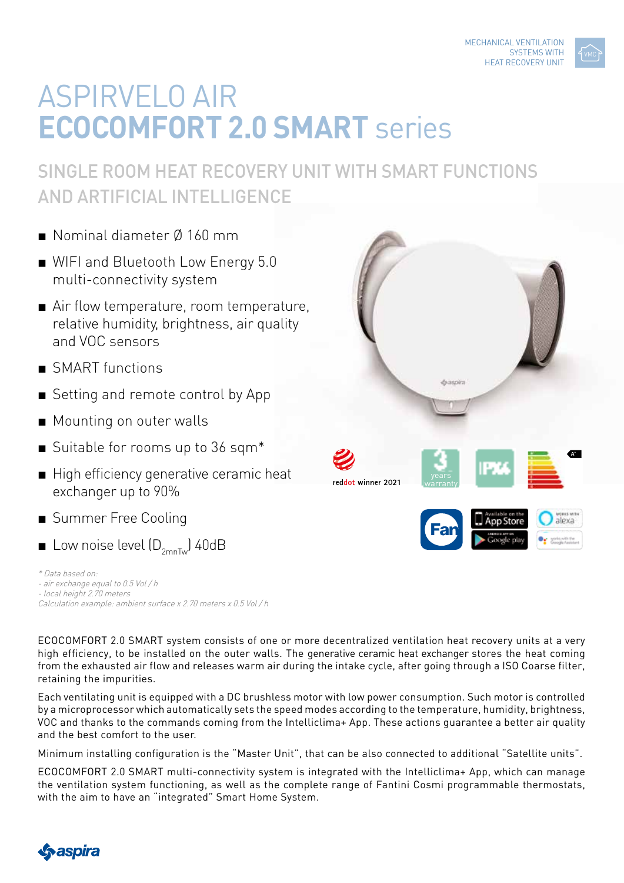MECHANICAL VENTILATION SYSTEMS WITH HEAT RECOVERY UNIT

# ASPIRVELO AIR **ECOCOMFORT 2.0 SMART** series

## SINGLE ROOM HEAT RECOVERY UNIT WITH SMART FUNCTIONS AND ARTIFICIAL INTELLIGENCE

- Nominal diameter Ø 160 mm
- WIFI and Bluetooth Low Energy 5.0 multi-connectivity system
- Air flow temperature, room temperature, relative humidity, brightness, air quality and VOC sensors
- SMART functions
- Setting and remote control by App
- Mounting on outer walls
- Suitable for rooms up to 36 sqm*
- High efficiency generative ceramic heat exchanger up to 90%
- Summer Free Cooling
- Low noise level ($D_{2mnTw}$) 40dB

*\* Data based on:*
*- air exchange equal to 0.5 Vol / h*
*- local height 2.70 meters*
*Calculation example: ambient surface x 2.70 meters x 0.5 Vol / h*

reddot winner 2021

3 years warranty

IPX4

ECOCOMFORT 2.0 SMART system consists of one or more decentralized ventilation heat recovery units at a very high efficiency, to be installed on the outer walls. The generative ceramic heat exchanger stores the heat coming from the exhausted air flow and releases warm air during the intake cycle, after going through a ISO Coarse filter, retaining the impurities.

Each ventilating unit is equipped with a DC brushless motor with low power consumption. Such motor is controlled by a microprocessor which automatically sets the speed modes according to the temperature, humidity, brightness, VOC and thanks to the commands coming from the Intelliclima+ App. These actions guarantee a better air quality and the best comfort to the user.

Minimum installing configuration is the "Master Unit", that can be also connected to additional "Satellite units".

ECOCOMFORT 2.0 SMART multi-connectivity system is integrated with the Intelliclima+ App, which can manage the ventilation system functioning, as well as the complete range of Fantini Cosmi programmable thermostats, with the aim to have an "integrated" Smart Home System.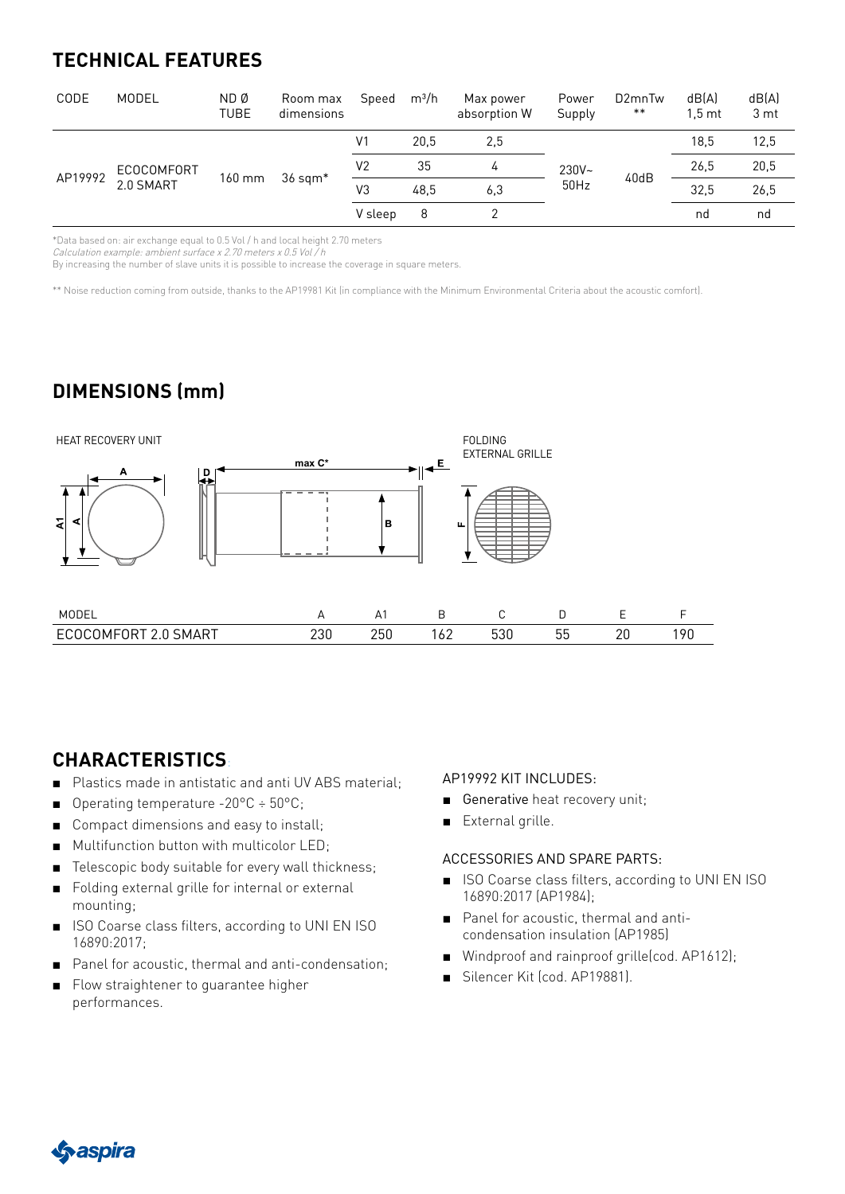## TECHNICAL FEATURES

| CODE | MODEL | ND Ø TUBE | Room max dimensions | Speed | $m^3/h$ | Max power absorption W | Power Supply | D2mnTw ** | dB(A) 1,5 mt | dB(A) 3 mt |
|---|---|---|---|---|---|---|---|---|---|---|
| AP19992 | ECOCOMFORT 2.0 SMART | 160 mm | 36 sqm* | V1 | 20,5 | 2,5 | 230V~ 50Hz | 40dB | 18,5 | 12,5 |
| | | | | V2 | 35 | 4 | | | 26,5 | 20,5 |
| | | | | V3 | 48,5 | 6,3 | | | 32,5 | 26,5 |
| | | | | V sleep | 8 | 2 | | | nd | nd |

*Data based on: air exchange equal to 0.5 Vol / h and local height 2.70 meters
*Calculation example: ambient surface x 2.70 meters x 0.5 Vol / h*
By increasing the number of slave units it is possible to increase the coverage in square meters.

** Noise reduction coming from outside, thanks to the AP19981 Kit (in compliance with the Minimum Environmental Criteria about the acoustic comfort).

## DIMENSIONS (mm)

HEAT RECOVERY UNIT

FOLDING EXTERNAL GRILLE

| MODEL | A | A1 | B | C | D | E | F |
|---|---|---|---|---|---|---|---|
| ECOCOMFORT 2.0 SMART | 230 | 250 | 162 | 530 | 55 | 20 | 190 |

## CHARACTERISTICS:

- Plastics made in antistatic and anti UV ABS material;
- Operating temperature -20°C ÷ 50°C;
- Compact dimensions and easy to install;
- Multifunction button with multicolor LED;
- Telescopic body suitable for every wall thickness;
- Folding external grille for internal or external mounting;
- ISO Coarse class filters, according to UNI EN ISO 16890:2017;
- Panel for acoustic, thermal and anti-condensation;
- Flow straightener to guarantee higher performances.

AP19992 KIT INCLUDES:

- Generative heat recovery unit;
- External grille.

ACCESSORIES AND SPARE PARTS:

- ISO Coarse class filters, according to UNI EN ISO 16890:2017 (AP1984);
- Panel for acoustic, thermal and anti-condensation insulation (AP1985)
- Windproof and rainproof grille(cod. AP1612);
- Silencer Kit (cod. AP19881).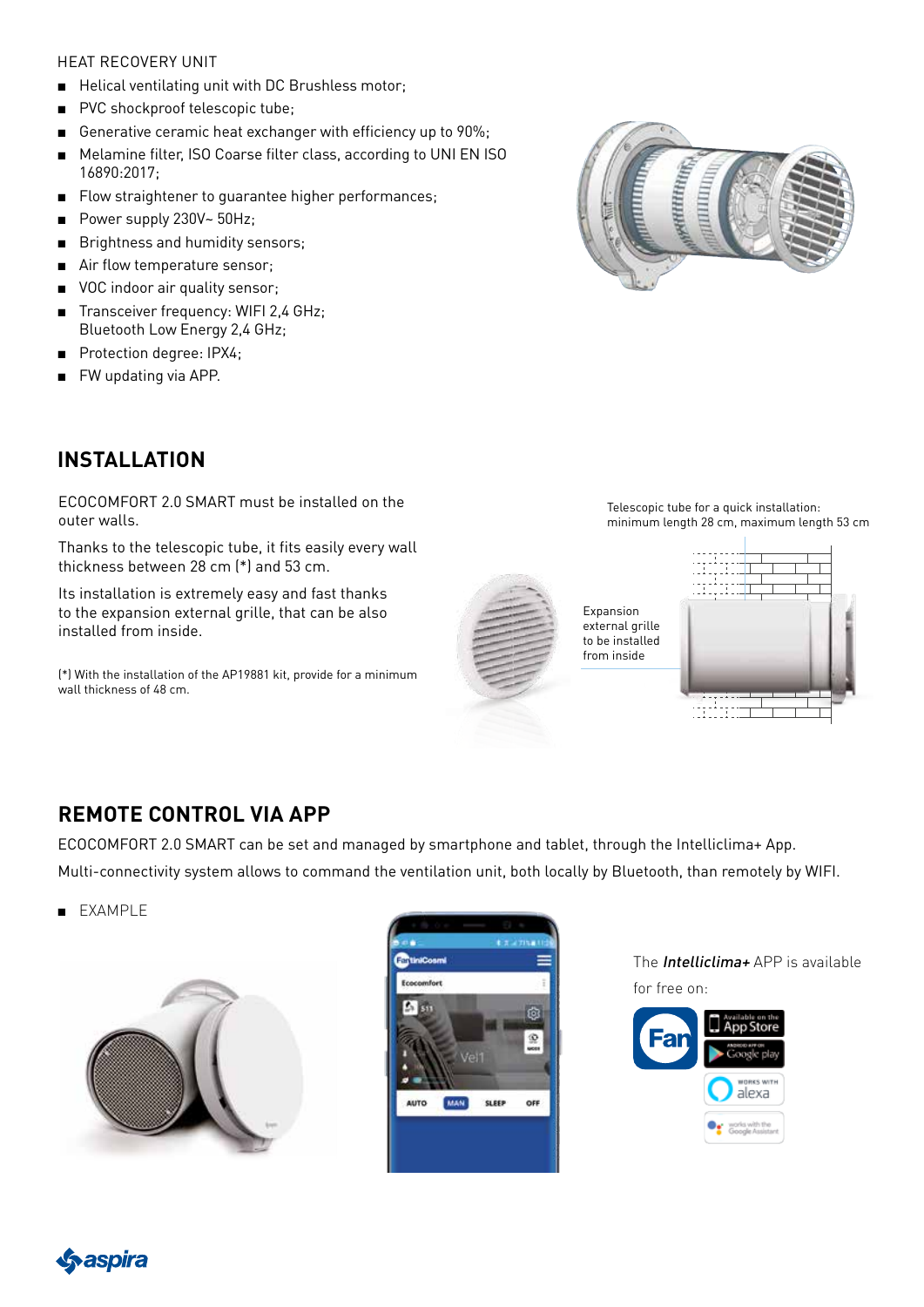HEAT RECOVERY UNIT

- Helical ventilating unit with DC Brushless motor;
- PVC shockproof telescopic tube;
- Generative ceramic heat exchanger with efficiency up to 90%;
- Melamine filter, ISO Coarse filter class, according to UNI EN ISO 16890:2017;
- Flow straightener to guarantee higher performances;
- Power supply 230V~ 50Hz;
- Brightness and humidity sensors;
- Air flow temperature sensor;
- VOC indoor air quality sensor;
- Transceiver frequency: WIFI 2,4 GHz; Bluetooth Low Energy 2,4 GHz;
- Protection degree: IPX4;
- FW updating via APP.

## INSTALLATION

ECOCOMFORT 2.0 SMART must be installed on the outer walls.

Thanks to the telescopic tube, it fits easily every wall thickness between 28 cm (*) and 53 cm.

Its installation is extremely easy and fast thanks to the expansion external grille, that can be also installed from inside.

(*) With the installation of the AP19881 kit, provide for a minimum wall thickness of 48 cm.

Telescopic tube for a quick installation: minimum length 28 cm, maximum length 53 cm

Expansion external grille to be installed from inside

## REMOTE CONTROL VIA APP

ECOCOMFORT 2.0 SMART can be set and managed by smartphone and tablet, through the Intelliclima+ App.

Multi-connectivity system allows to command the ventilation unit, both locally by Bluetooth, than remotely by WIFI.

- EXAMPLE

The ***Intelliclima+*** APP is available for free on:

Available on the App Store

Android app on Google play

Works with alexa

works with the Google Assistant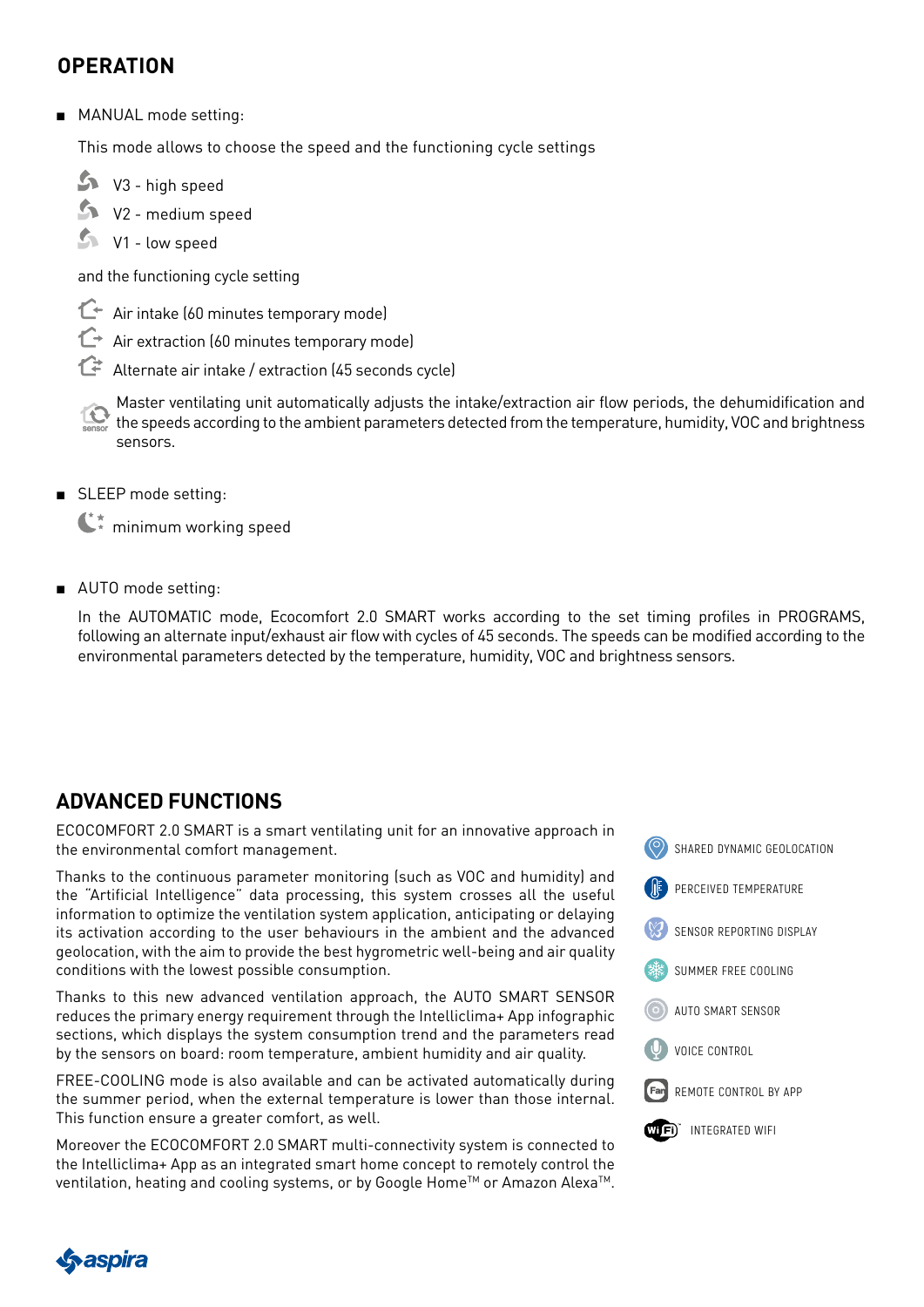## OPERATION

- MANUAL mode setting:

  This mode allows to choose the speed and the functioning cycle settings

  - V3 - high speed
  - V2 - medium speed
  - V1 - low speed

  and the functioning cycle setting

  - Air intake (60 minutes temporary mode)
  - Air extraction (60 minutes temporary mode)
  - Alternate air intake / extraction (45 seconds cycle)

  sensor Master ventilating unit automatically adjusts the intake/extraction air flow periods, the dehumidification and the speeds according to the ambient parameters detected from the temperature, humidity, VOC and brightness sensors.

- SLEEP mode setting:

  minimum working speed

- AUTO mode setting:

  In the AUTOMATIC mode, Ecocomfort 2.0 SMART works according to the set timing profiles in PROGRAMS, following an alternate input/exhaust air flow with cycles of 45 seconds. The speeds can be modified according to the environmental parameters detected by the temperature, humidity, VOC and brightness sensors.

## ADVANCED FUNCTIONS

ECOCOMFORT 2.0 SMART is a smart ventilating unit for an innovative approach in the environmental comfort management.

Thanks to the continuous parameter monitoring (such as VOC and humidity) and the "Artificial Intelligence" data processing, this system crosses all the useful information to optimize the ventilation system application, anticipating or delaying its activation according to the user behaviours in the ambient and the advanced geolocation, with the aim to provide the best hygrometric well-being and air quality conditions with the lowest possible consumption.

Thanks to this new advanced ventilation approach, the AUTO SMART SENSOR reduces the primary energy requirement through the Intelliclima+ App infographic sections, which displays the system consumption trend and the parameters read by the sensors on board: room temperature, ambient humidity and air quality.

FREE-COOLING mode is also available and can be activated automatically during the summer period, when the external temperature is lower than those internal. This function ensure a greater comfort, as well.

Moreover the ECOCOMFORT 2.0 SMART multi-connectivity system is connected to the Intelliclima+ App as an integrated smart home concept to remotely control the ventilation, heating and cooling systems, or by Google Home™ or Amazon Alexa™.

- SHARED DYNAMIC GEOLOCATION
- PERCEIVED TEMPERATURE
- SENSOR REPORTING DISPLAY
- SUMMER FREE COOLING
- AUTO SMART SENSOR
- VOICE CONTROL
- REMOTE CONTROL BY APP
- INTEGRATED WIFI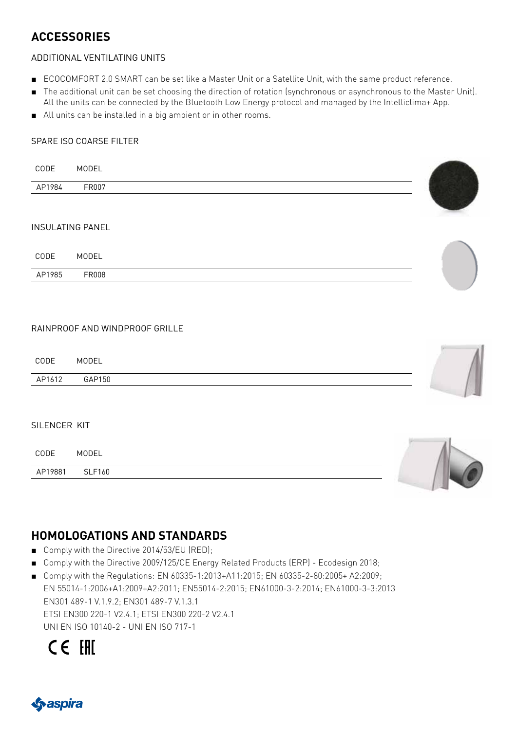# ACCESSORIES

## ADDITIONAL VENTILATING UNITS

- ECOCOMFORT 2.0 SMART can be set like a Master Unit or a Satellite Unit, with the same product reference.
- The additional unit can be set choosing the direction of rotation (synchronous or asynchronous to the Master Unit). All the units can be connected by the Bluetooth Low Energy protocol and managed by the Intelliclima+ App.
- All units can be installed in a big ambient or in other rooms.

## SPARE ISO COARSE FILTER

| CODE | MODEL |
|---|---|
| AP1984 | FR007 |

## INSULATING PANEL

| CODE | MODEL |
|---|---|
| AP1985 | FR008 |

## RAINPROOF AND WINDPROOF GRILLE

| CODE | MODEL |
|---|---|
| AP1612 | GAP150 |

## SILENCER KIT

| CODE | MODEL |
|---|---|
| AP19881 | SLF160 |

# HOMOLOGATIONS AND STANDARDS

- Comply with the Directive 2014/53/EU (RED);
- Comply with the Directive 2009/125/CE Energy Related Products (ERP) - Ecodesign 2018;
- Comply with the Regulations: EN 60335-1:2013+A11:2015; EN 60335-2-80:2005+ A2:2009;
  EN 55014-1:2006+A1:2009+A2:2011; EN55014-2:2015; EN61000-3-2:2014; EN61000-3-3:2013
  EN301 489-1 V.1.9.2; EN301 489-7 V.1.3.1
  ETSI EN300 220-1 V2.4.1; ETSI EN300 220-2 V2.4.1
  UNI EN ISO 10140-2 - UNI EN ISO 717-1

CE EAC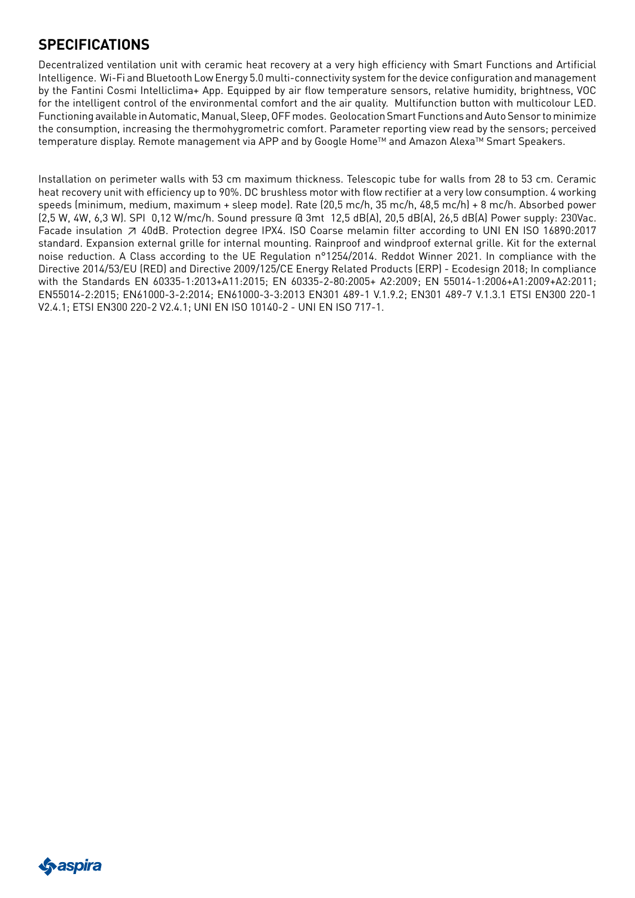## SPECIFICATIONS

Decentralized ventilation unit with ceramic heat recovery at a very high efficiency with Smart Functions and Artificial Intelligence. Wi-Fi and Bluetooth Low Energy 5.0 multi-connectivity system for the device configuration and management by the Fantini Cosmi Intelliclima+ App. Equipped by air flow temperature sensors, relative humidity, brightness, VOC for the intelligent control of the environmental comfort and the air quality. Multifunction button with multicolour LED. Functioning available in Automatic, Manual, Sleep, OFF modes. Geolocation Smart Functions and Auto Sensor to minimize the consumption, increasing the thermohygrometric comfort. Parameter reporting view read by the sensors; perceived temperature display. Remote management via APP and by Google Home™ and Amazon Alexa™ Smart Speakers.

Installation on perimeter walls with 53 cm maximum thickness. Telescopic tube for walls from 28 to 53 cm. Ceramic heat recovery unit with efficiency up to 90%. DC brushless motor with flow rectifier at a very low consumption. 4 working speeds (minimum, medium, maximum + sleep mode). Rate (20,5 mc/h, 35 mc/h, 48,5 mc/h) + 8 mc/h. Absorbed power (2,5 W, 4W, 6,3 W). SPI 0,12 W/mc/h. Sound pressure @ 3mt 12,5 dB(A), 20,5 dB(A), 26,5 dB(A) Power supply: 230Vac. Facade insulation ↗ 40dB. Protection degree IPX4. ISO Coarse melamin filter according to UNI EN ISO 16890:2017 standard. Expansion external grille for internal mounting. Rainproof and windproof external grille. Kit for the external noise reduction. A Class according to the UE Regulation n°1254/2014. Reddot Winner 2021. In compliance with the Directive 2014/53/EU (RED) and Directive 2009/125/CE Energy Related Products (ERP) - Ecodesign 2018; In compliance with the Standards EN 60335-1:2013+A11:2015; EN 60335-2-80:2005+ A2:2009; EN 55014-1:2006+A1:2009+A2:2011; EN55014-2:2015; EN61000-3-2:2014; EN61000-3-3:2013 EN301 489-1 V.1.9.2; EN301 489-7 V.1.3.1 ETSI EN300 220-1 V2.4.1; ETSI EN300 220-2 V2.4.1; UNI EN ISO 10140-2 - UNI EN ISO 717-1.